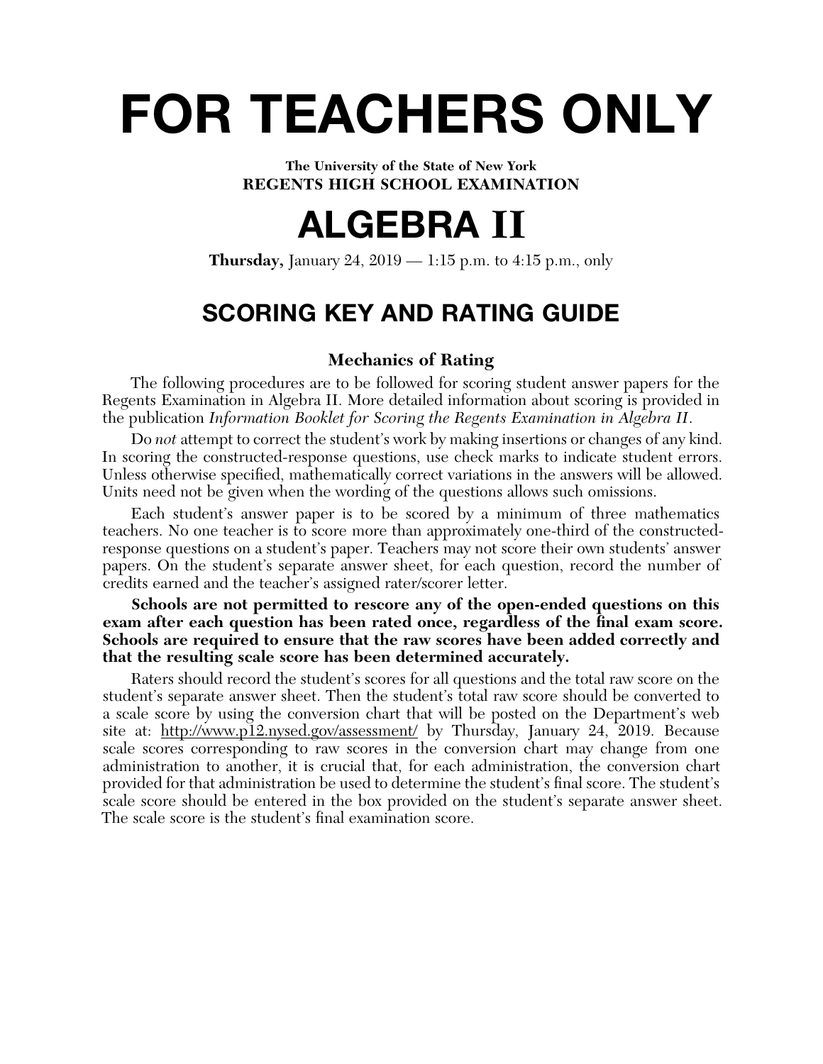# FOR TEACHERS ONLY

**The University of the State of New York**
**REGENTS HIGH SCHOOL EXAMINATION**

# ALGEBRA II

**Thursday,** January 24, 2019 — 1:15 p.m. to 4:15 p.m., only

## SCORING KEY AND RATING GUIDE

### Mechanics of Rating

The following procedures are to be followed for scoring student answer papers for the Regents Examination in Algebra II. More detailed information about scoring is provided in the publication *Information Booklet for Scoring the Regents Examination in Algebra II*.

Do *not* attempt to correct the student's work by making insertions or changes of any kind. In scoring the constructed-response questions, use check marks to indicate student errors. Unless otherwise specified, mathematically correct variations in the answers will be allowed. Units need not be given when the wording of the questions allows such omissions.

Each student's answer paper is to be scored by a minimum of three mathematics teachers. No one teacher is to score more than approximately one-third of the constructed-response questions on a student's paper. Teachers may not score their own students' answer papers. On the student's separate answer sheet, for each question, record the number of credits earned and the teacher's assigned rater/scorer letter.

**Schools are not permitted to rescore any of the open-ended questions on this exam after each question has been rated once, regardless of the final exam score. Schools are required to ensure that the raw scores have been added correctly and that the resulting scale score has been determined accurately.**

Raters should record the student's scores for all questions and the total raw score on the student's separate answer sheet. Then the student's total raw score should be converted to a scale score by using the conversion chart that will be posted on the Department's web site at: http://www.p12.nysed.gov/assessment/ by Thursday, January 24, 2019. Because scale scores corresponding to raw scores in the conversion chart may change from one administration to another, it is crucial that, for each administration, the conversion chart provided for that administration be used to determine the student's final score. The student's scale score should be entered in the box provided on the student's separate answer sheet. The scale score is the student's final examination score.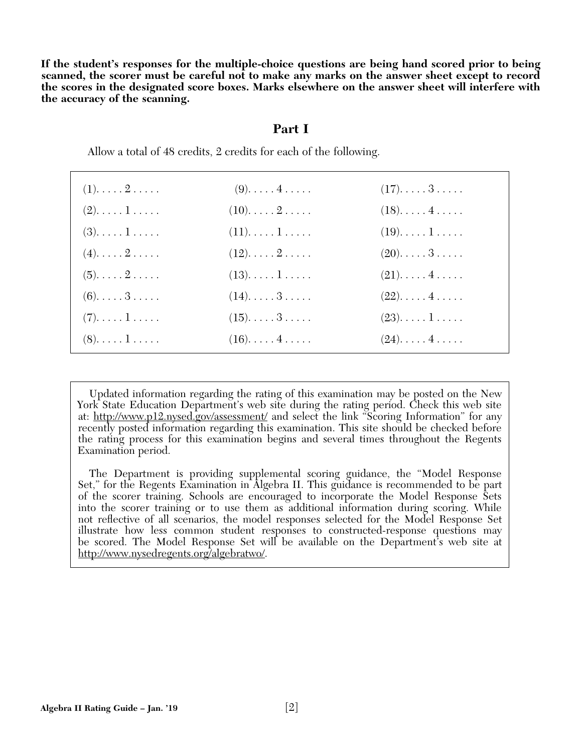**If the student's responses for the multiple-choice questions are being hand scored prior to being scanned, the scorer must be careful not to make any marks on the answer sheet except to record the scores in the designated score boxes. Marks elsewhere on the answer sheet will interfere with the accuracy of the scanning.**

## Part I

Allow a total of 48 credits, 2 credits for each of the following.

| | | |
|---|---|---|
| (1). . . . . 2 . . . . . | (9). . . . . 4 . . . . . | (17). . . . . 3 . . . . . |
| (2). . . . . 1 . . . . . | (10). . . . . 2 . . . . . | (18). . . . . 4 . . . . . |
| (3). . . . . 1 . . . . . | (11). . . . . 1 . . . . . | (19). . . . . 1 . . . . . |
| (4). . . . . 2 . . . . . | (12). . . . . 2 . . . . . | (20). . . . . 3 . . . . . |
| (5). . . . . 2 . . . . . | (13). . . . . 1 . . . . . | (21). . . . . 4 . . . . . |
| (6). . . . . 3 . . . . . | (14). . . . . 3 . . . . . | (22). . . . . 4 . . . . . |
| (7). . . . . 1 . . . . . | (15). . . . . 3 . . . . . | (23). . . . . 1 . . . . . |
| (8). . . . . 1 . . . . . | (16). . . . . 4 . . . . . | (24). . . . . 4 . . . . . |

Updated information regarding the rating of this examination may be posted on the New York State Education Department's web site during the rating period. Check this web site at: http://www.p12.nysed.gov/assessment/ and select the link "Scoring Information" for any recently posted information regarding this examination. This site should be checked before the rating process for this examination begins and several times throughout the Regents Examination period.

The Department is providing supplemental scoring guidance, the "Model Response Set," for the Regents Examination in Algebra II. This guidance is recommended to be part of the scorer training. Schools are encouraged to incorporate the Model Response Sets into the scorer training or to use them as additional information during scoring. While not reflective of all scenarios, the model responses selected for the Model Response Set illustrate how less common student responses to constructed-response questions may be scored. The Model Response Set will be available on the Department's web site at http://www.nysedregents.org/algebratwo/.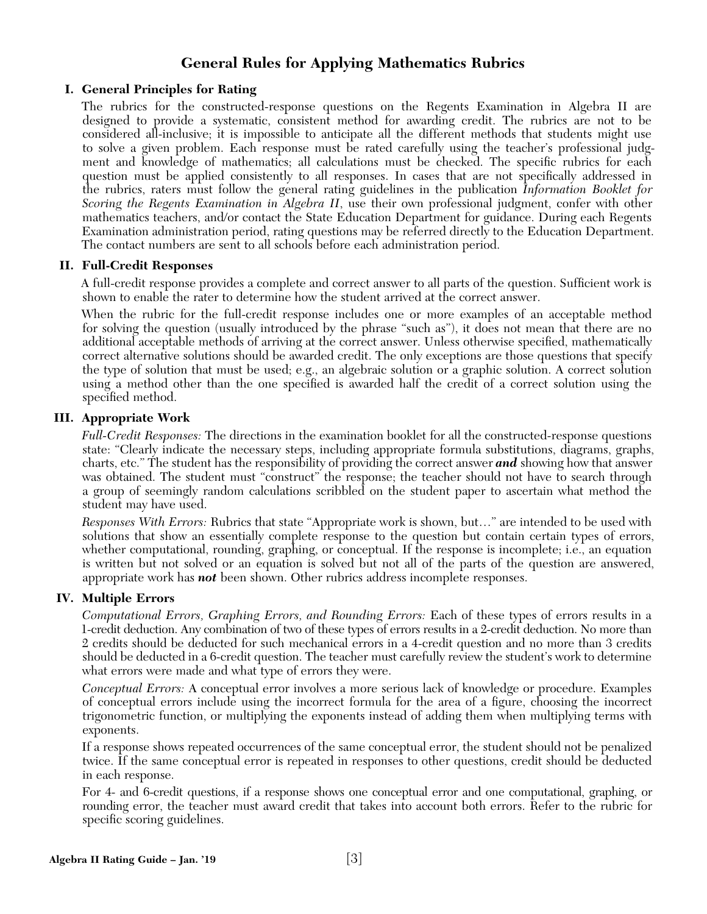# General Rules for Applying Mathematics Rubrics

## I. General Principles for Rating

The rubrics for the constructed-response questions on the Regents Examination in Algebra II are designed to provide a systematic, consistent method for awarding credit. The rubrics are not to be considered all-inclusive; it is impossible to anticipate all the different methods that students might use to solve a given problem. Each response must be rated carefully using the teacher's professional judgment and knowledge of mathematics; all calculations must be checked. The specific rubrics for each question must be applied consistently to all responses. In cases that are not specifically addressed in the rubrics, raters must follow the general rating guidelines in the publication *Information Booklet for Scoring the Regents Examination in Algebra II*, use their own professional judgment, confer with other mathematics teachers, and/or contact the State Education Department for guidance. During each Regents Examination administration period, rating questions may be referred directly to the Education Department. The contact numbers are sent to all schools before each administration period.

## II. Full-Credit Responses

A full-credit response provides a complete and correct answer to all parts of the question. Sufficient work is shown to enable the rater to determine how the student arrived at the correct answer.

When the rubric for the full-credit response includes one or more examples of an acceptable method for solving the question (usually introduced by the phrase "such as"), it does not mean that there are no additional acceptable methods of arriving at the correct answer. Unless otherwise specified, mathematically correct alternative solutions should be awarded credit. The only exceptions are those questions that specify the type of solution that must be used; e.g., an algebraic solution or a graphic solution. A correct solution using a method other than the one specified is awarded half the credit of a correct solution using the specified method.

## III. Appropriate Work

*Full-Credit Responses:* The directions in the examination booklet for all the constructed-response questions state: "Clearly indicate the necessary steps, including appropriate formula substitutions, diagrams, graphs, charts, etc." The student has the responsibility of providing the correct answer ***and*** showing how that answer was obtained. The student must "construct" the response; the teacher should not have to search through a group of seemingly random calculations scribbled on the student paper to ascertain what method the student may have used.

*Responses With Errors:* Rubrics that state "Appropriate work is shown, but…" are intended to be used with solutions that show an essentially complete response to the question but contain certain types of errors, whether computational, rounding, graphing, or conceptual. If the response is incomplete; i.e., an equation is written but not solved or an equation is solved but not all of the parts of the question are answered, appropriate work has ***not*** been shown. Other rubrics address incomplete responses.

## IV. Multiple Errors

*Computational Errors, Graphing Errors, and Rounding Errors:* Each of these types of errors results in a 1-credit deduction. Any combination of two of these types of errors results in a 2-credit deduction. No more than 2 credits should be deducted for such mechanical errors in a 4-credit question and no more than 3 credits should be deducted in a 6-credit question. The teacher must carefully review the student's work to determine what errors were made and what type of errors they were.

*Conceptual Errors:* A conceptual error involves a more serious lack of knowledge or procedure. Examples of conceptual errors include using the incorrect formula for the area of a figure, choosing the incorrect trigonometric function, or multiplying the exponents instead of adding them when multiplying terms with exponents.

If a response shows repeated occurrences of the same conceptual error, the student should not be penalized twice. If the same conceptual error is repeated in responses to other questions, credit should be deducted in each response.

For 4- and 6-credit questions, if a response shows one conceptual error and one computational, graphing, or rounding error, the teacher must award credit that takes into account both errors. Refer to the rubric for specific scoring guidelines.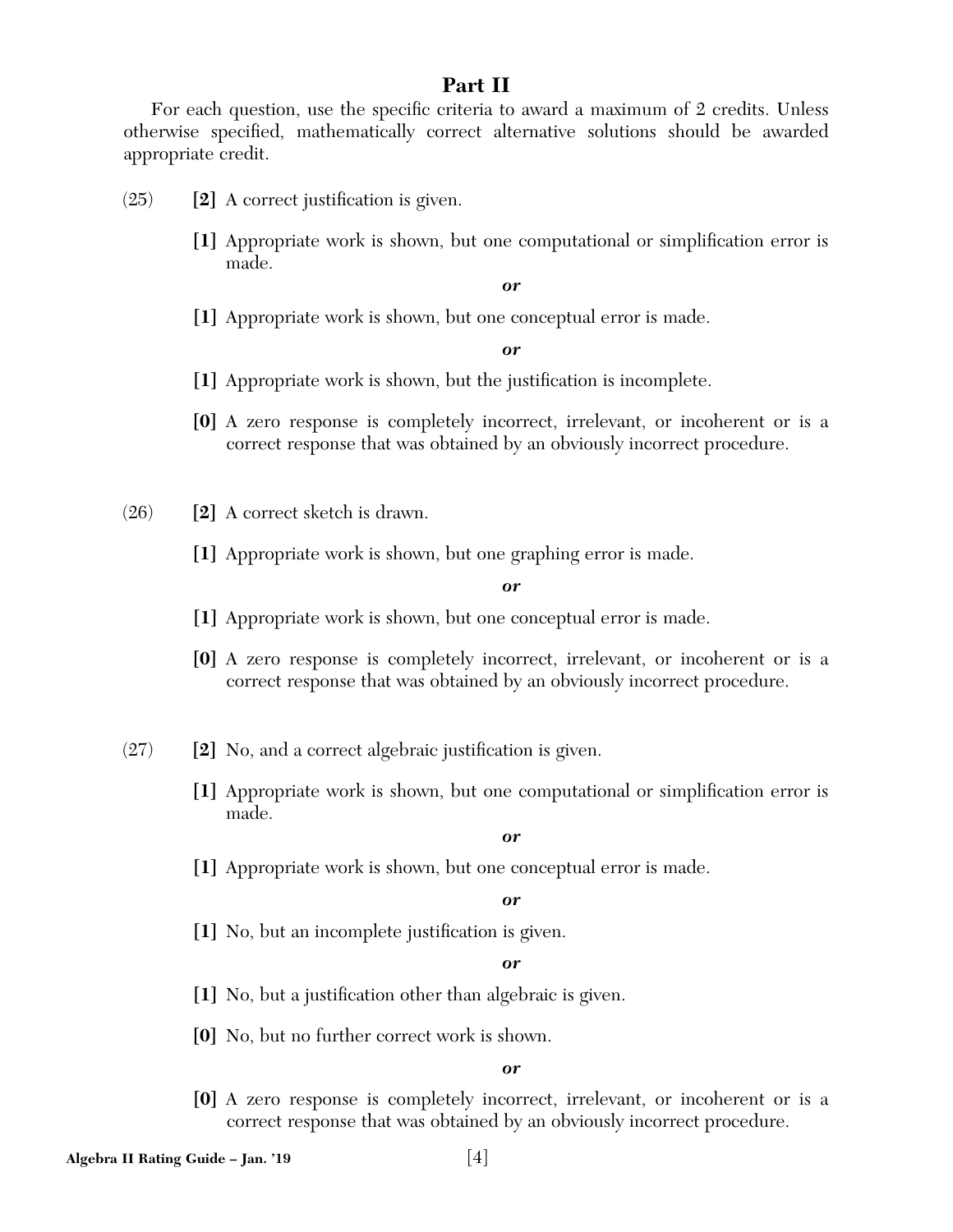## Part II

For each question, use the specific criteria to award a maximum of 2 credits. Unless otherwise specified, mathematically correct alternative solutions should be awarded appropriate credit.

(25) **[2]** A correct justification is given.

**[1]** Appropriate work is shown, but one computational or simplification error is made.

***or***

**[1]** Appropriate work is shown, but one conceptual error is made.

***or***

**[1]** Appropriate work is shown, but the justification is incomplete.

**[0]** A zero response is completely incorrect, irrelevant, or incoherent or is a correct response that was obtained by an obviously incorrect procedure.

(26) **[2]** A correct sketch is drawn.

**[1]** Appropriate work is shown, but one graphing error is made.

***or***

**[1]** Appropriate work is shown, but one conceptual error is made.

**[0]** A zero response is completely incorrect, irrelevant, or incoherent or is a correct response that was obtained by an obviously incorrect procedure.

(27) **[2]** No, and a correct algebraic justification is given.

**[1]** Appropriate work is shown, but one computational or simplification error is made.

***or***

**[1]** Appropriate work is shown, but one conceptual error is made.

***or***

**[1]** No, but an incomplete justification is given.

***or***

**[1]** No, but a justification other than algebraic is given.

**[0]** No, but no further correct work is shown.

***or***

**[0]** A zero response is completely incorrect, irrelevant, or incoherent or is a correct response that was obtained by an obviously incorrect procedure.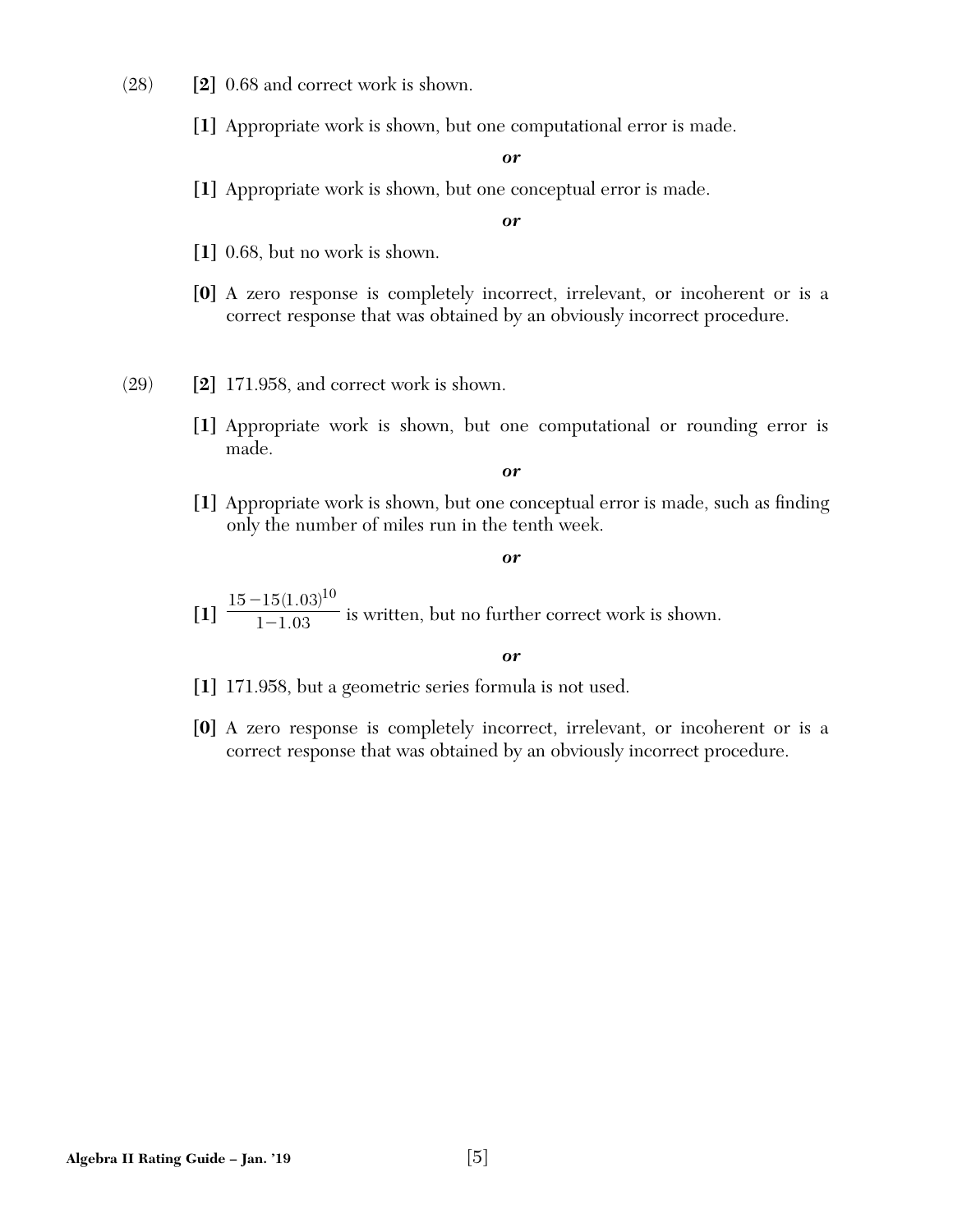(28) **[2]** 0.68 and correct work is shown.

**[1]** Appropriate work is shown, but one computational error is made.

***or***

**[1]** Appropriate work is shown, but one conceptual error is made.

***or***

**[1]** 0.68, but no work is shown.

**[0]** A zero response is completely incorrect, irrelevant, or incoherent or is a correct response that was obtained by an obviously incorrect procedure.

(29) **[2]** 171.958, and correct work is shown.

**[1]** Appropriate work is shown, but one computational or rounding error is made.

***or***

**[1]** Appropriate work is shown, but one conceptual error is made, such as finding only the number of miles run in the tenth week.

***or***

**[1]** $\frac{15-15(1.03)^{10}}{1-1.03}$ is written, but no further correct work is shown.

***or***

**[1]** 171.958, but a geometric series formula is not used.

**[0]** A zero response is completely incorrect, irrelevant, or incoherent or is a correct response that was obtained by an obviously incorrect procedure.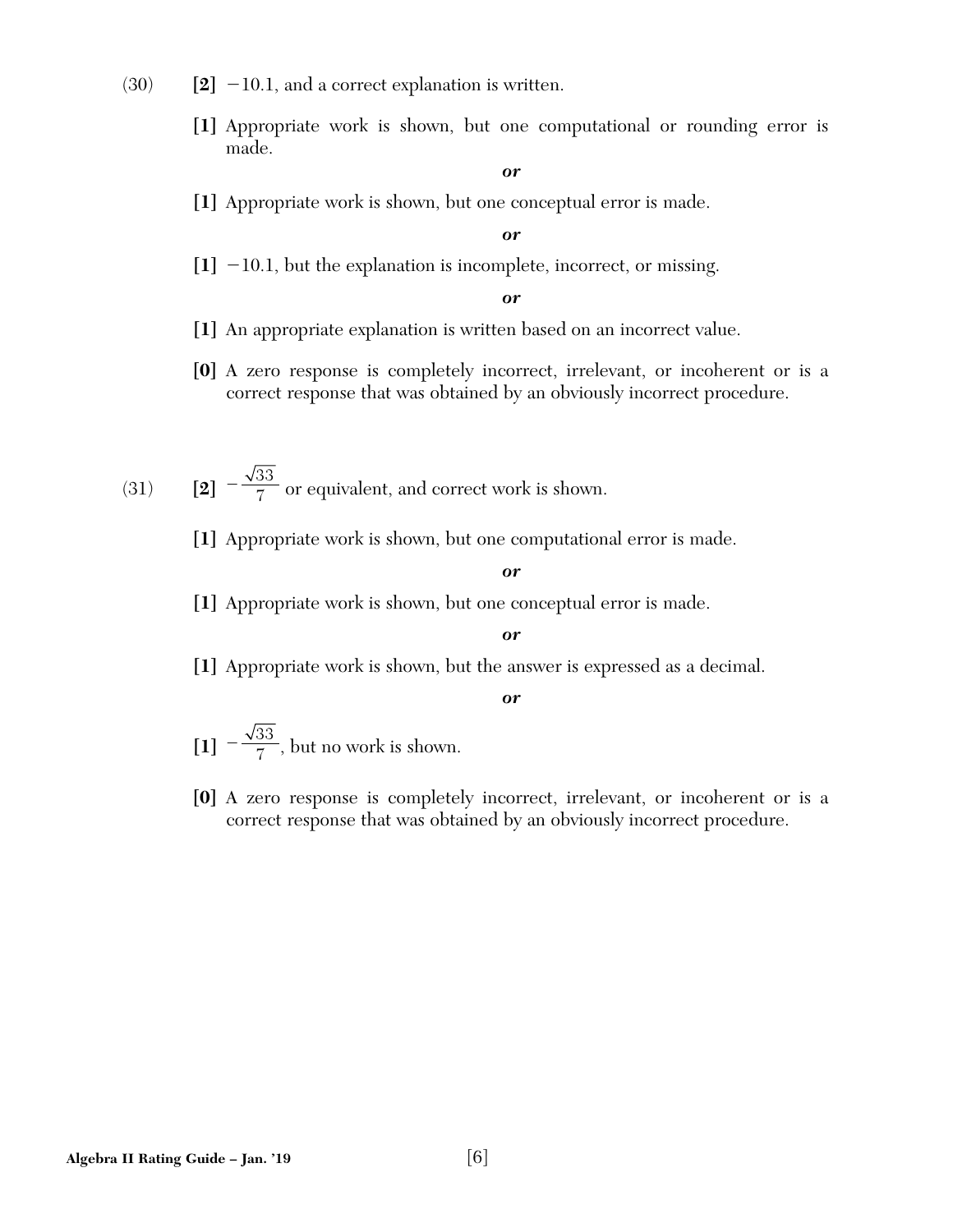(30) **[2]** $-10.1$, and a correct explanation is written.

**[1]** Appropriate work is shown, but one computational or rounding error is made.

***or***

**[1]** Appropriate work is shown, but one conceptual error is made.

***or***

**[1]** $-10.1$, but the explanation is incomplete, incorrect, or missing.

***or***

**[1]** An appropriate explanation is written based on an incorrect value.

**[0]** A zero response is completely incorrect, irrelevant, or incoherent or is a correct response that was obtained by an obviously incorrect procedure.

(31) **[2]** $-\frac{\sqrt{33}}{7}$ or equivalent, and correct work is shown.

**[1]** Appropriate work is shown, but one computational error is made.

***or***

**[1]** Appropriate work is shown, but one conceptual error is made.

***or***

**[1]** Appropriate work is shown, but the answer is expressed as a decimal.

***or***

**[1]** $-\frac{\sqrt{33}}{7}$, but no work is shown.

**[0]** A zero response is completely incorrect, irrelevant, or incoherent or is a correct response that was obtained by an obviously incorrect procedure.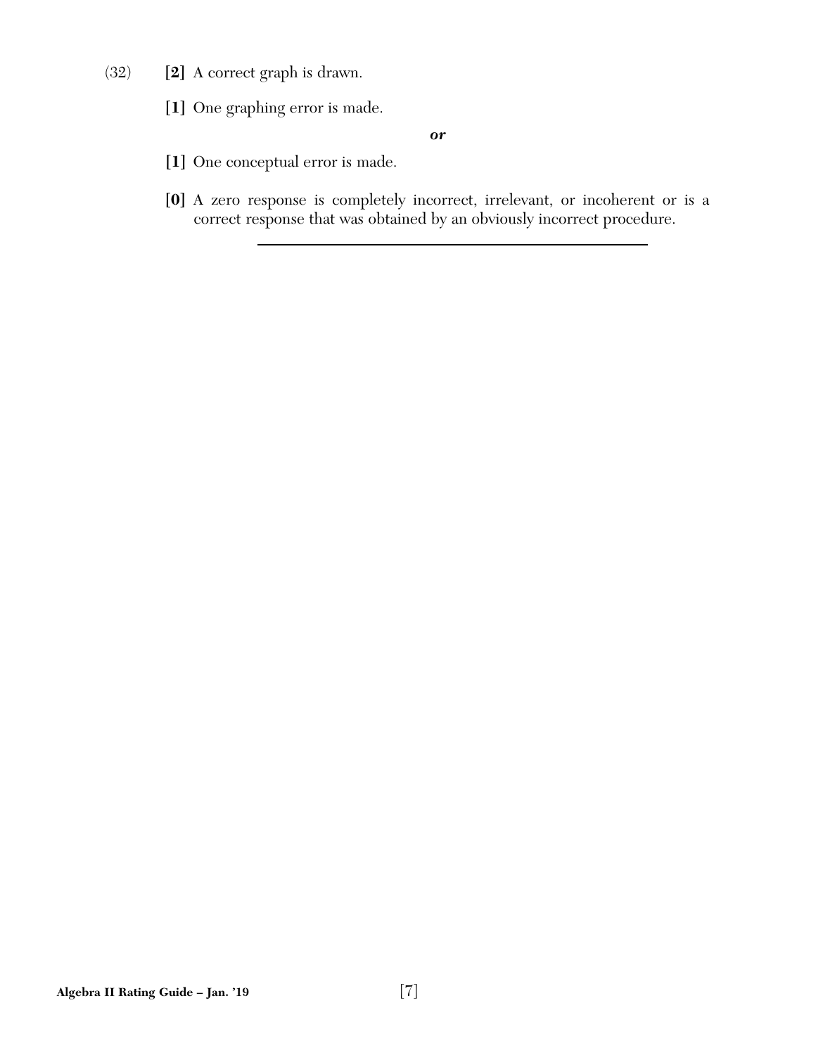(32) **[2]** A correct graph is drawn.

**[1]** One graphing error is made.

***or***

**[1]** One conceptual error is made.

**[0]** A zero response is completely incorrect, irrelevant, or incoherent or is a correct response that was obtained by an obviously incorrect procedure.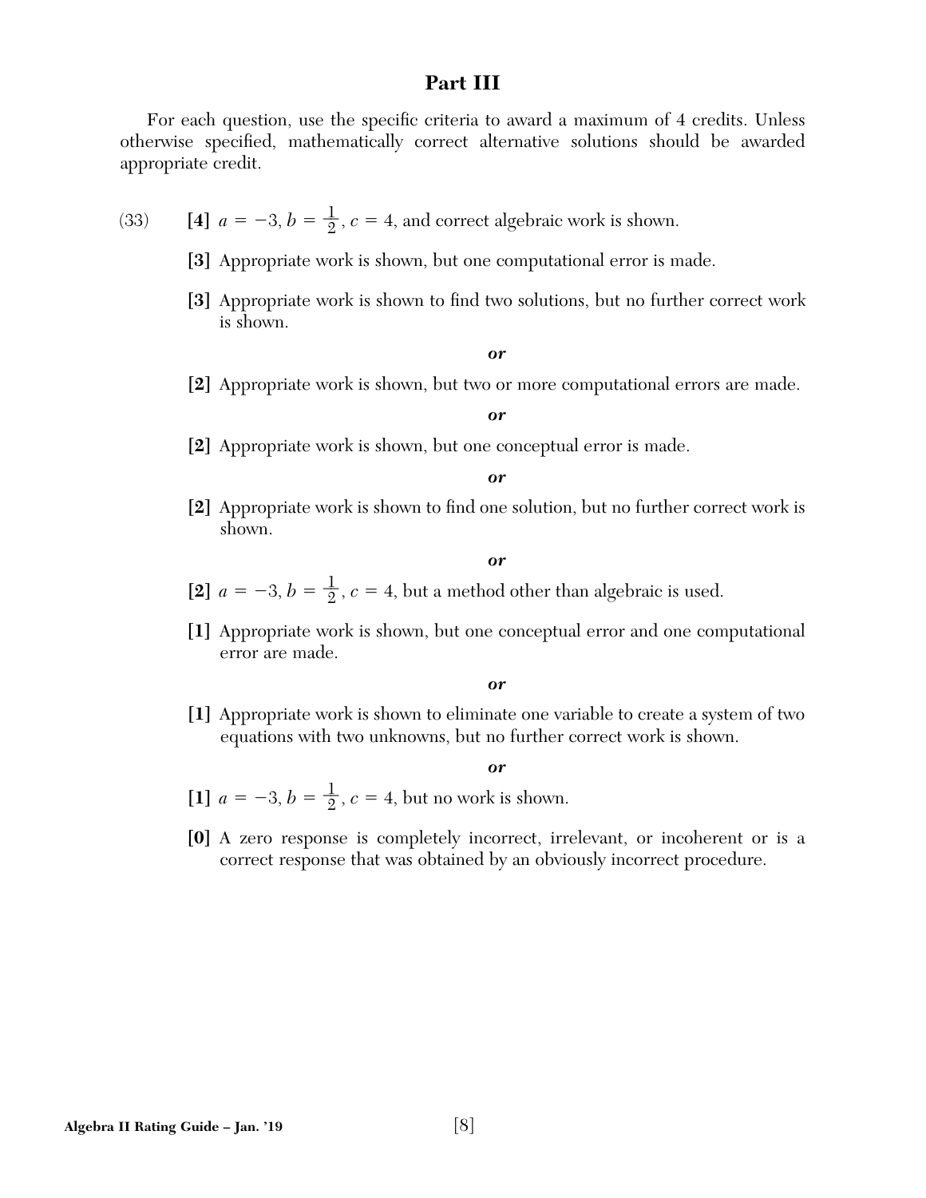## Part III

For each question, use the specific criteria to award a maximum of 4 credits. Unless otherwise specified, mathematically correct alternative solutions should be awarded appropriate credit.

(33) **[4]** $a = -3$, $b = \frac{1}{2}$, $c = 4$, and correct algebraic work is shown.

**[3]** Appropriate work is shown, but one computational error is made.

**[3]** Appropriate work is shown to find two solutions, but no further correct work is shown.

***or***

**[2]** Appropriate work is shown, but two or more computational errors are made.

***or***

**[2]** Appropriate work is shown, but one conceptual error is made.

***or***

**[2]** Appropriate work is shown to find one solution, but no further correct work is shown.

***or***

**[2]** $a = -3$, $b = \frac{1}{2}$, $c = 4$, but a method other than algebraic is used.

**[1]** Appropriate work is shown, but one conceptual error and one computational error are made.

***or***

**[1]** Appropriate work is shown to eliminate one variable to create a system of two equations with two unknowns, but no further correct work is shown.

***or***

**[1]** $a = -3$, $b = \frac{1}{2}$, $c = 4$, but no work is shown.

**[0]** A zero response is completely incorrect, irrelevant, or incoherent or is a correct response that was obtained by an obviously incorrect procedure.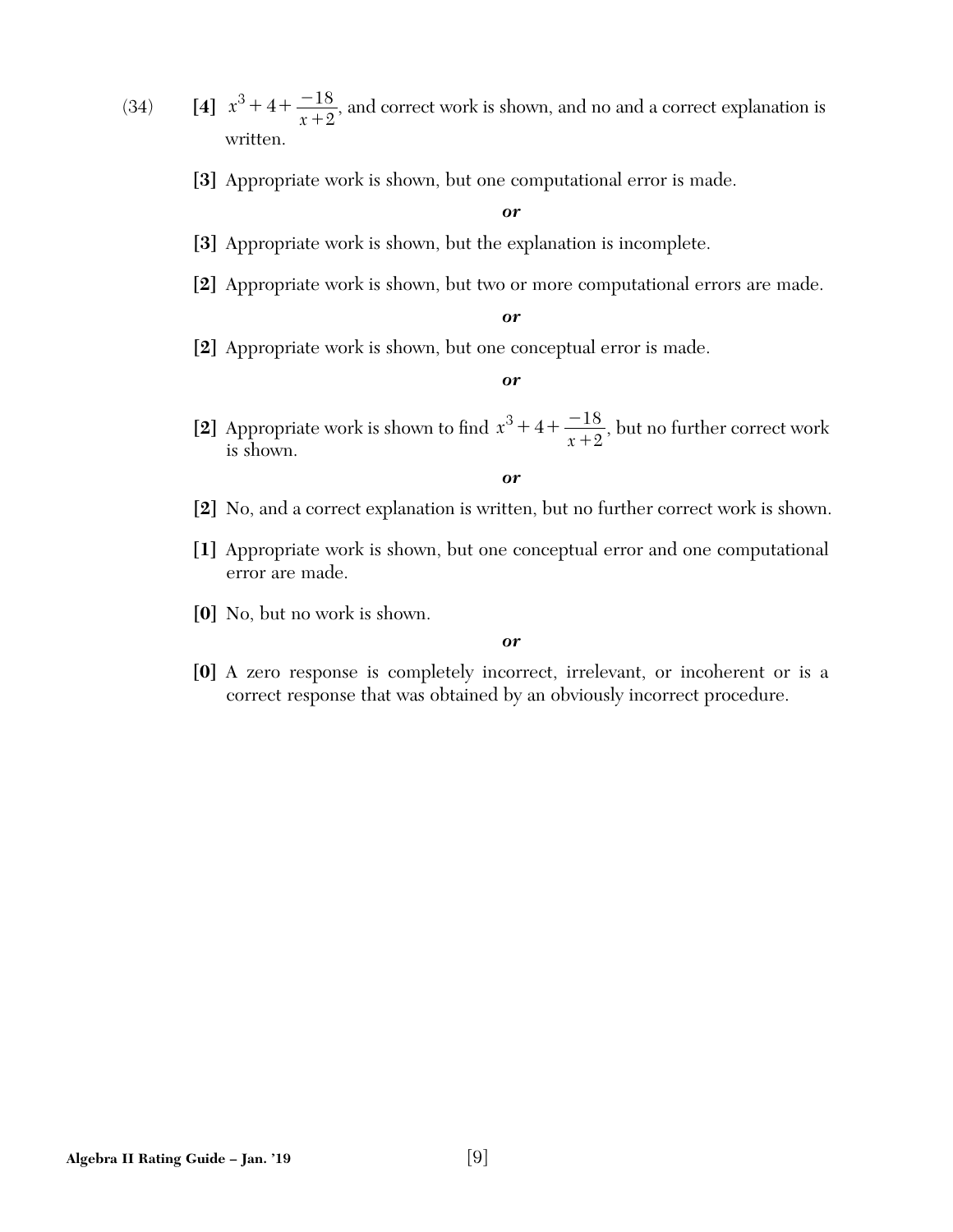(34) **[4]** $x^3 + 4 + \frac{-18}{x+2}$, and correct work is shown, and no and a correct explanation is written.

**[3]** Appropriate work is shown, but one computational error is made.

***or***

**[3]** Appropriate work is shown, but the explanation is incomplete.

**[2]** Appropriate work is shown, but two or more computational errors are made.

***or***

**[2]** Appropriate work is shown, but one conceptual error is made.

***or***

**[2]** Appropriate work is shown to find $x^3 + 4 + \frac{-18}{x+2}$, but no further correct work is shown.

***or***

**[2]** No, and a correct explanation is written, but no further correct work is shown.

**[1]** Appropriate work is shown, but one conceptual error and one computational error are made.

**[0]** No, but no work is shown.

***or***

**[0]** A zero response is completely incorrect, irrelevant, or incoherent or is a correct response that was obtained by an obviously incorrect procedure.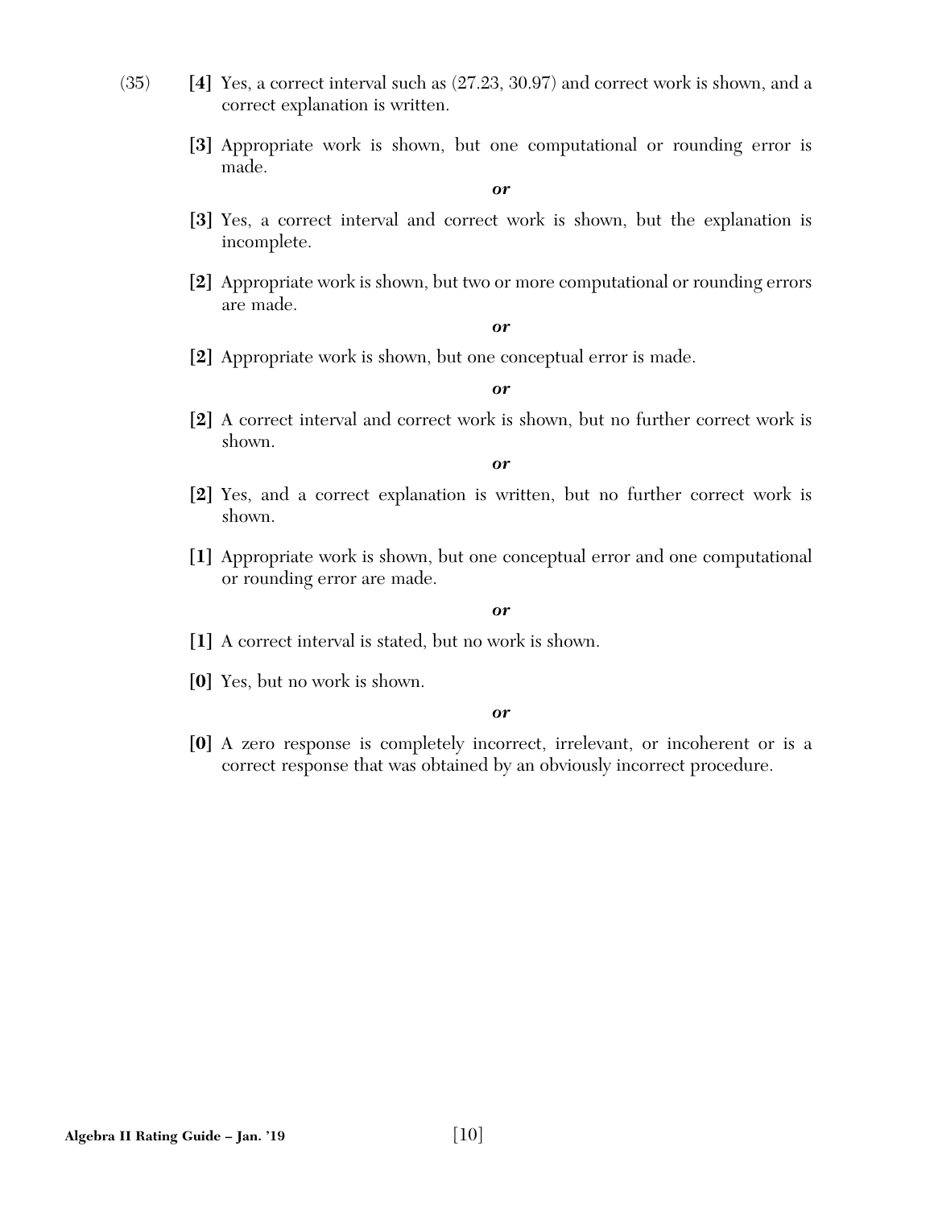(35) **[4]** Yes, a correct interval such as (27.23, 30.97) and correct work is shown, and a correct explanation is written.

**[3]** Appropriate work is shown, but one computational or rounding error is made.

***or***

**[3]** Yes, a correct interval and correct work is shown, but the explanation is incomplete.

**[2]** Appropriate work is shown, but two or more computational or rounding errors are made.

***or***

**[2]** Appropriate work is shown, but one conceptual error is made.

***or***

**[2]** A correct interval and correct work is shown, but no further correct work is shown.

***or***

**[2]** Yes, and a correct explanation is written, but no further correct work is shown.

**[1]** Appropriate work is shown, but one conceptual error and one computational or rounding error are made.

***or***

**[1]** A correct interval is stated, but no work is shown.

**[0]** Yes, but no work is shown.

***or***

**[0]** A zero response is completely incorrect, irrelevant, or incoherent or is a correct response that was obtained by an obviously incorrect procedure.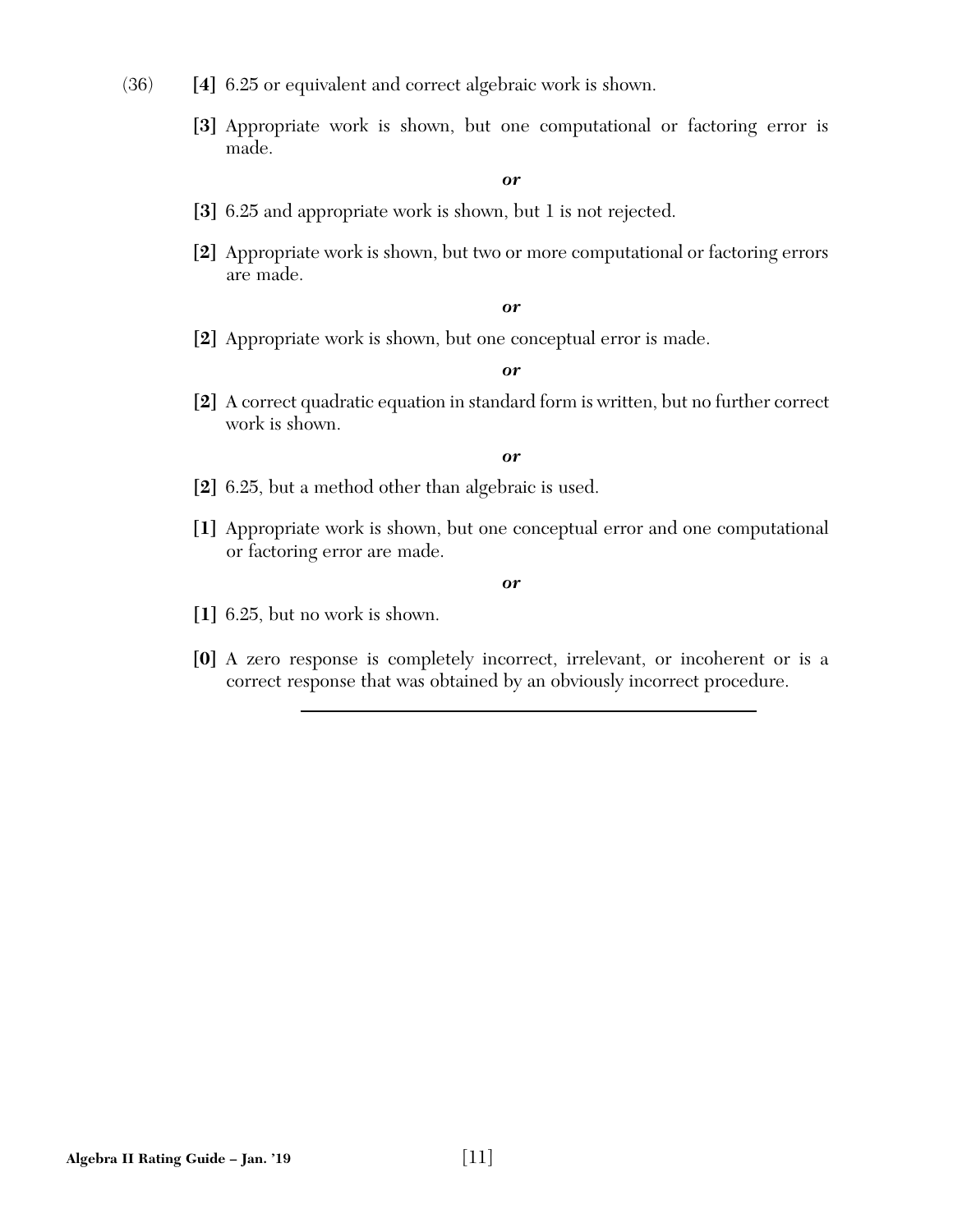(36) **[4]** 6.25 or equivalent and correct algebraic work is shown.

**[3]** Appropriate work is shown, but one computational or factoring error is made.

***or***

**[3]** 6.25 and appropriate work is shown, but 1 is not rejected.

**[2]** Appropriate work is shown, but two or more computational or factoring errors are made.

***or***

**[2]** Appropriate work is shown, but one conceptual error is made.

***or***

**[2]** A correct quadratic equation in standard form is written, but no further correct work is shown.

***or***

**[2]** 6.25, but a method other than algebraic is used.

**[1]** Appropriate work is shown, but one conceptual error and one computational or factoring error are made.

***or***

**[1]** 6.25, but no work is shown.

**[0]** A zero response is completely incorrect, irrelevant, or incoherent or is a correct response that was obtained by an obviously incorrect procedure.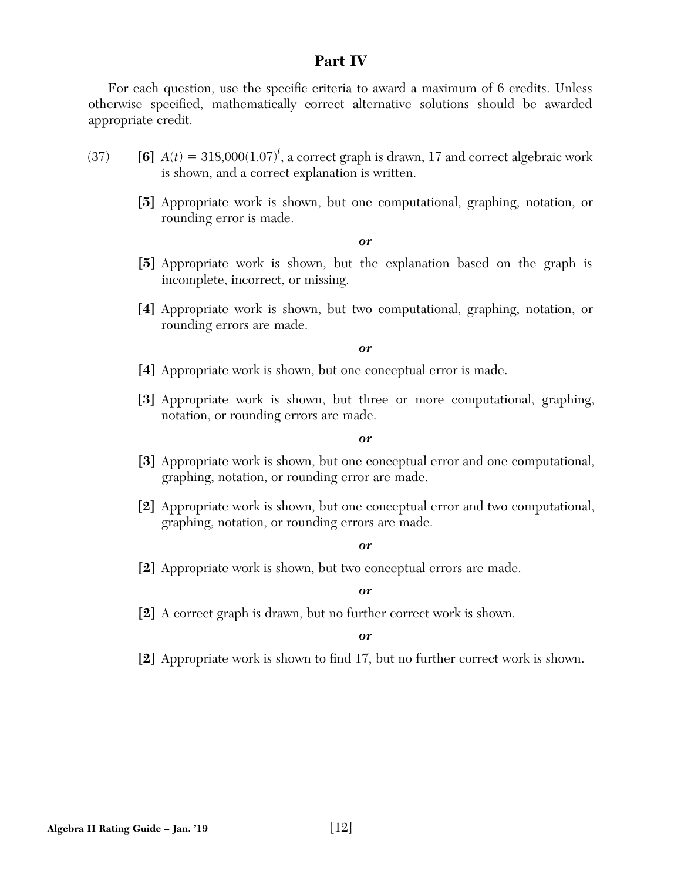## Part IV

For each question, use the specific criteria to award a maximum of 6 credits. Unless otherwise specified, mathematically correct alternative solutions should be awarded appropriate credit.

(37) **[6]** $A(t) = 318{,}000(1.07)^t$, a correct graph is drawn, 17 and correct algebraic work is shown, and a correct explanation is written.

**[5]** Appropriate work is shown, but one computational, graphing, notation, or rounding error is made.

***or***

**[5]** Appropriate work is shown, but the explanation based on the graph is incomplete, incorrect, or missing.

**[4]** Appropriate work is shown, but two computational, graphing, notation, or rounding errors are made.

***or***

**[4]** Appropriate work is shown, but one conceptual error is made.

**[3]** Appropriate work is shown, but three or more computational, graphing, notation, or rounding errors are made.

***or***

**[3]** Appropriate work is shown, but one conceptual error and one computational, graphing, notation, or rounding error are made.

**[2]** Appropriate work is shown, but one conceptual error and two computational, graphing, notation, or rounding errors are made.

***or***

**[2]** Appropriate work is shown, but two conceptual errors are made.

***or***

**[2]** A correct graph is drawn, but no further correct work is shown.

***or***

**[2]** Appropriate work is shown to find 17, but no further correct work is shown.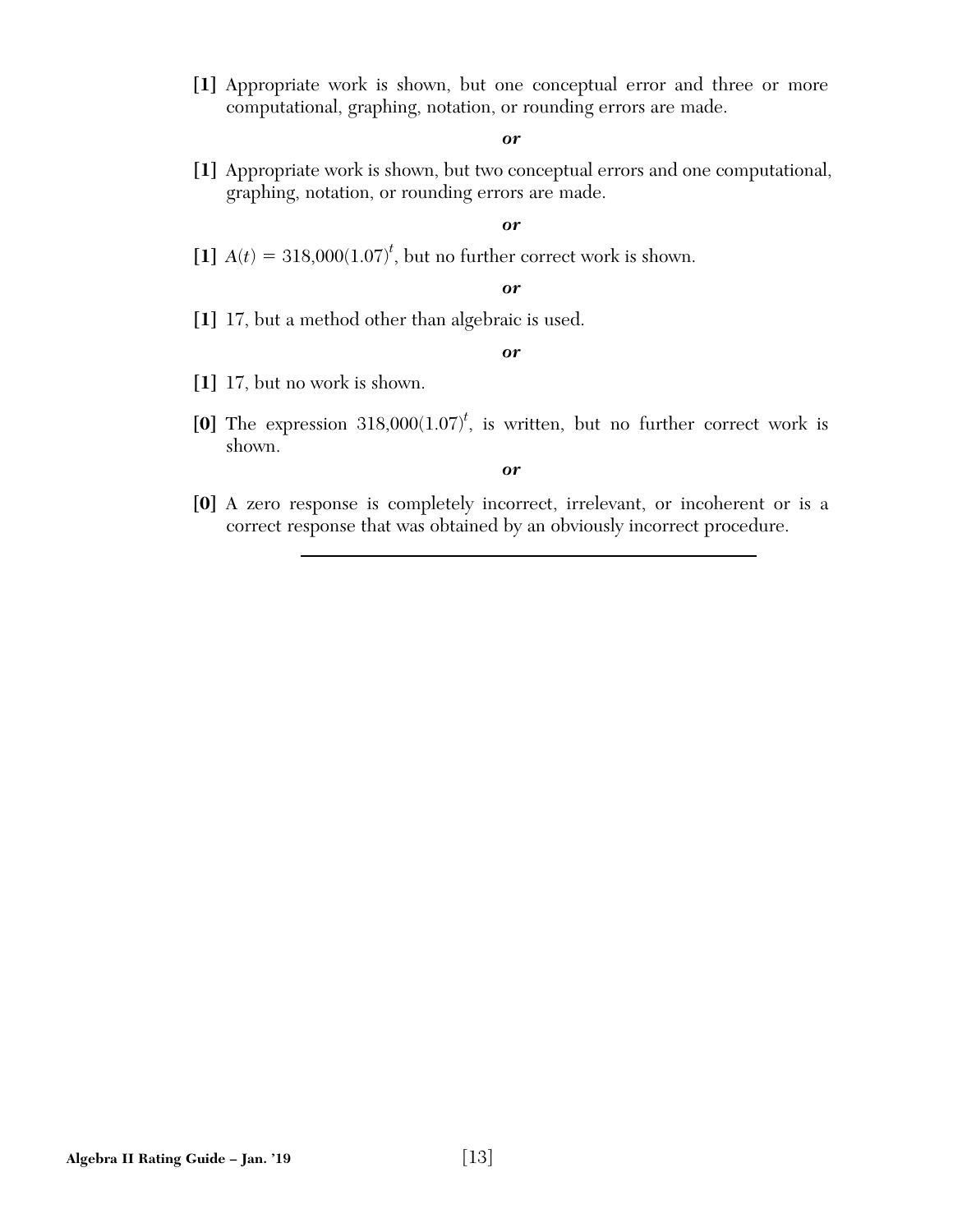**[1]** Appropriate work is shown, but one conceptual error and three or more computational, graphing, notation, or rounding errors are made.

***or***

**[1]** Appropriate work is shown, but two conceptual errors and one computational, graphing, notation, or rounding errors are made.

***or***

**[1]** $A(t) = 318{,}000(1.07)^t$, but no further correct work is shown.

***or***

**[1]** 17, but a method other than algebraic is used.

***or***

**[1]** 17, but no work is shown.

**[0]** The expression $318{,}000(1.07)^t$, is written, but no further correct work is shown.

***or***

**[0]** A zero response is completely incorrect, irrelevant, or incoherent or is a correct response that was obtained by an obviously incorrect procedure.

---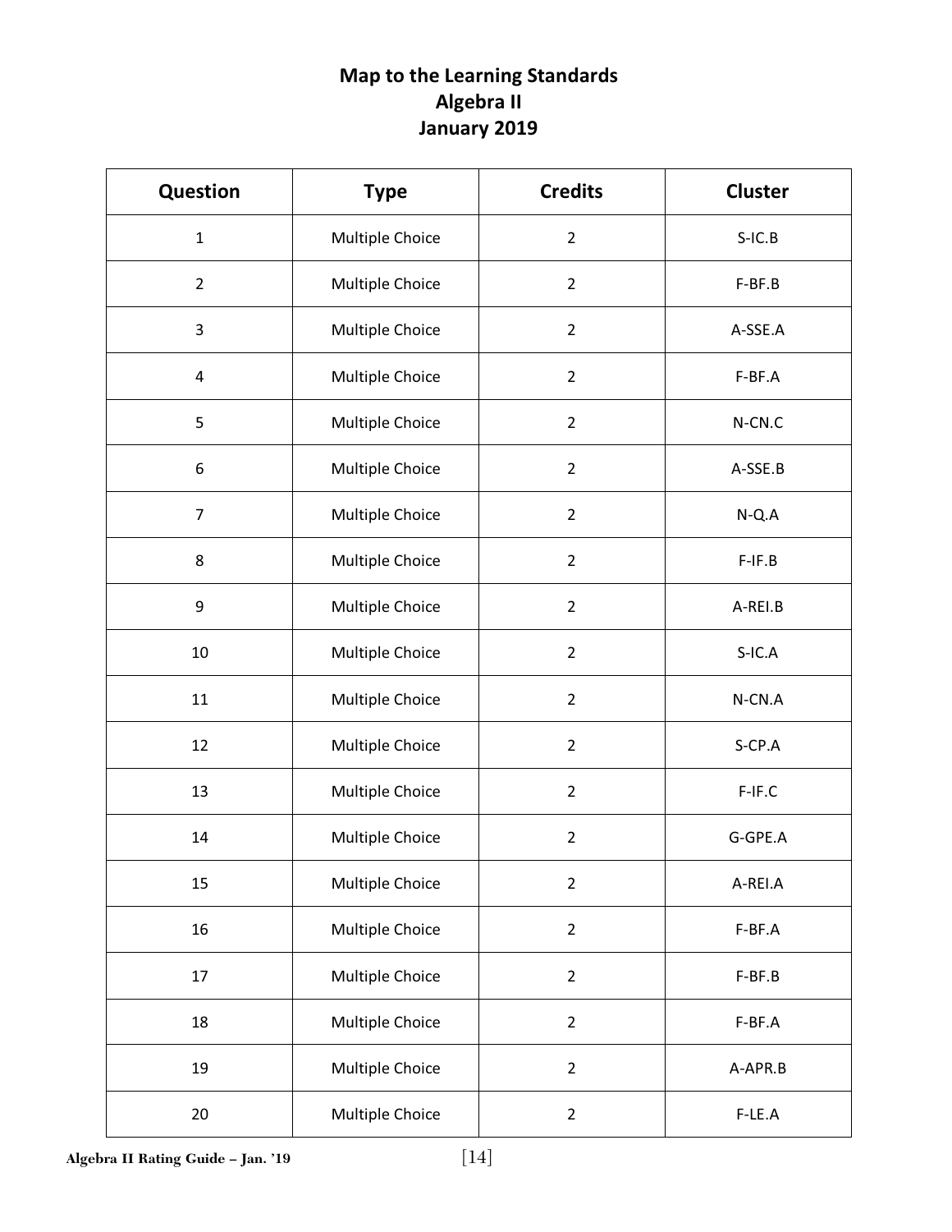# Map to the Learning Standards
# Algebra II
# January 2019

| Question | Type | Credits | Cluster |
|---|---|---|---|
| 1 | Multiple Choice | 2 | S-IC.B |
| 2 | Multiple Choice | 2 | F-BF.B |
| 3 | Multiple Choice | 2 | A-SSE.A |
| 4 | Multiple Choice | 2 | F-BF.A |
| 5 | Multiple Choice | 2 | N-CN.C |
| 6 | Multiple Choice | 2 | A-SSE.B |
| 7 | Multiple Choice | 2 | N-Q.A |
| 8 | Multiple Choice | 2 | F-IF.B |
| 9 | Multiple Choice | 2 | A-REI.B |
| 10 | Multiple Choice | 2 | S-IC.A |
| 11 | Multiple Choice | 2 | N-CN.A |
| 12 | Multiple Choice | 2 | S-CP.A |
| 13 | Multiple Choice | 2 | F-IF.C |
| 14 | Multiple Choice | 2 | G-GPE.A |
| 15 | Multiple Choice | 2 | A-REI.A |
| 16 | Multiple Choice | 2 | F-BF.A |
| 17 | Multiple Choice | 2 | F-BF.B |
| 18 | Multiple Choice | 2 | F-BF.A |
| 19 | Multiple Choice | 2 | A-APR.B |
| 20 | Multiple Choice | 2 | F-LE.A |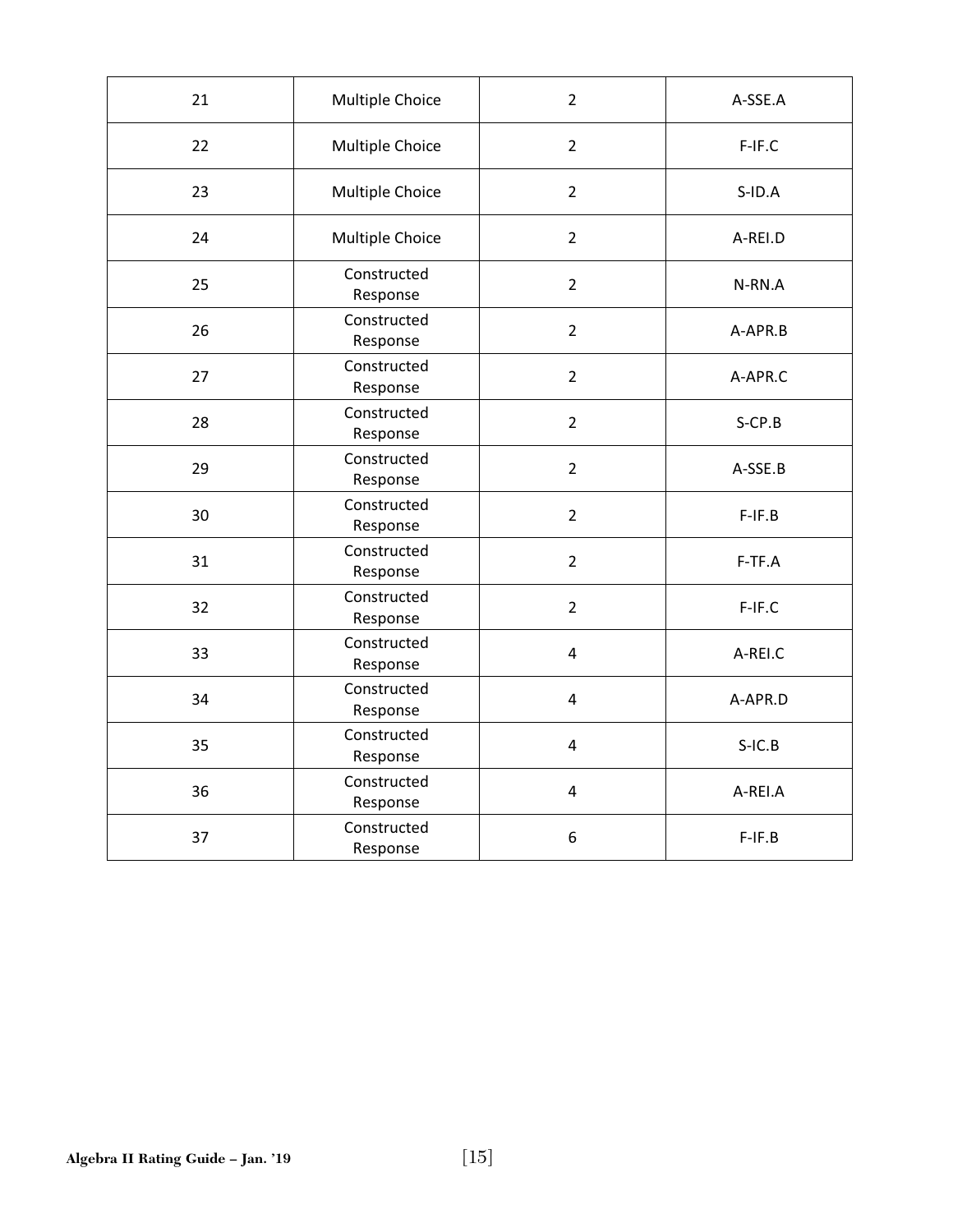| | | | |
|---|---|---|---|
| 21 | Multiple Choice | 2 | A-SSE.A |
| 22 | Multiple Choice | 2 | F-IF.C |
| 23 | Multiple Choice | 2 | S-ID.A |
| 24 | Multiple Choice | 2 | A-REI.D |
| 25 | Constructed Response | 2 | N-RN.A |
| 26 | Constructed Response | 2 | A-APR.B |
| 27 | Constructed Response | 2 | A-APR.C |
| 28 | Constructed Response | 2 | S-CP.B |
| 29 | Constructed Response | 2 | A-SSE.B |
| 30 | Constructed Response | 2 | F-IF.B |
| 31 | Constructed Response | 2 | F-TF.A |
| 32 | Constructed Response | 2 | F-IF.C |
| 33 | Constructed Response | 4 | A-REI.C |
| 34 | Constructed Response | 4 | A-APR.D |
| 35 | Constructed Response | 4 | S-IC.B |
| 36 | Constructed Response | 4 | A-REI.A |
| 37 | Constructed Response | 6 | F-IF.B |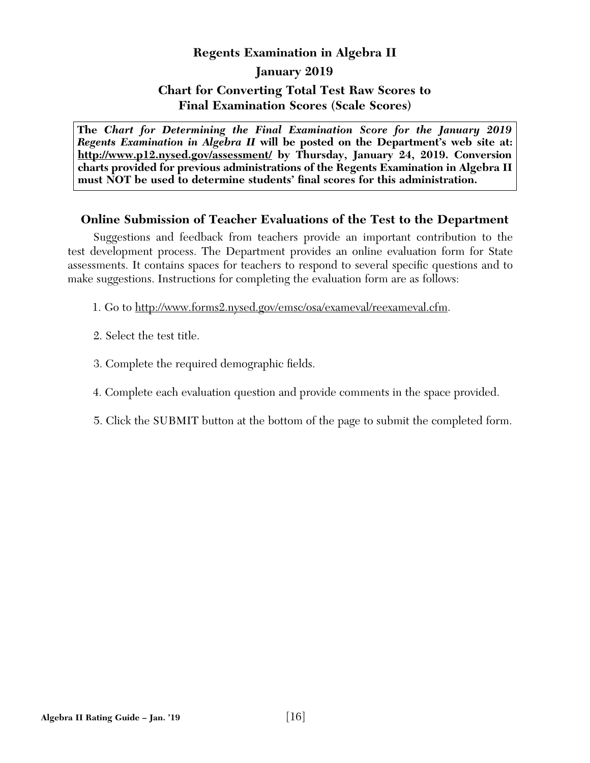## Regents Examination in Algebra II

## January 2019

## Chart for Converting Total Test Raw Scores to Final Examination Scores (Scale Scores)

**The *Chart for Determining the Final Examination Score for the January 2019 Regents Examination in Algebra II* will be posted on the Department's web site at: http://www.p12.nysed.gov/assessment/ by Thursday, January 24, 2019. Conversion charts provided for previous administrations of the Regents Examination in Algebra II must NOT be used to determine students' final scores for this administration.**

### Online Submission of Teacher Evaluations of the Test to the Department

Suggestions and feedback from teachers provide an important contribution to the test development process. The Department provides an online evaluation form for State assessments. It contains spaces for teachers to respond to several specific questions and to make suggestions. Instructions for completing the evaluation form are as follows:

1. Go to http://www.forms2.nysed.gov/emsc/osa/exameval/reexameval.cfm.
2. Select the test title.
3. Complete the required demographic fields.
4. Complete each evaluation question and provide comments in the space provided.
5. Click the SUBMIT button at the bottom of the page to submit the completed form.